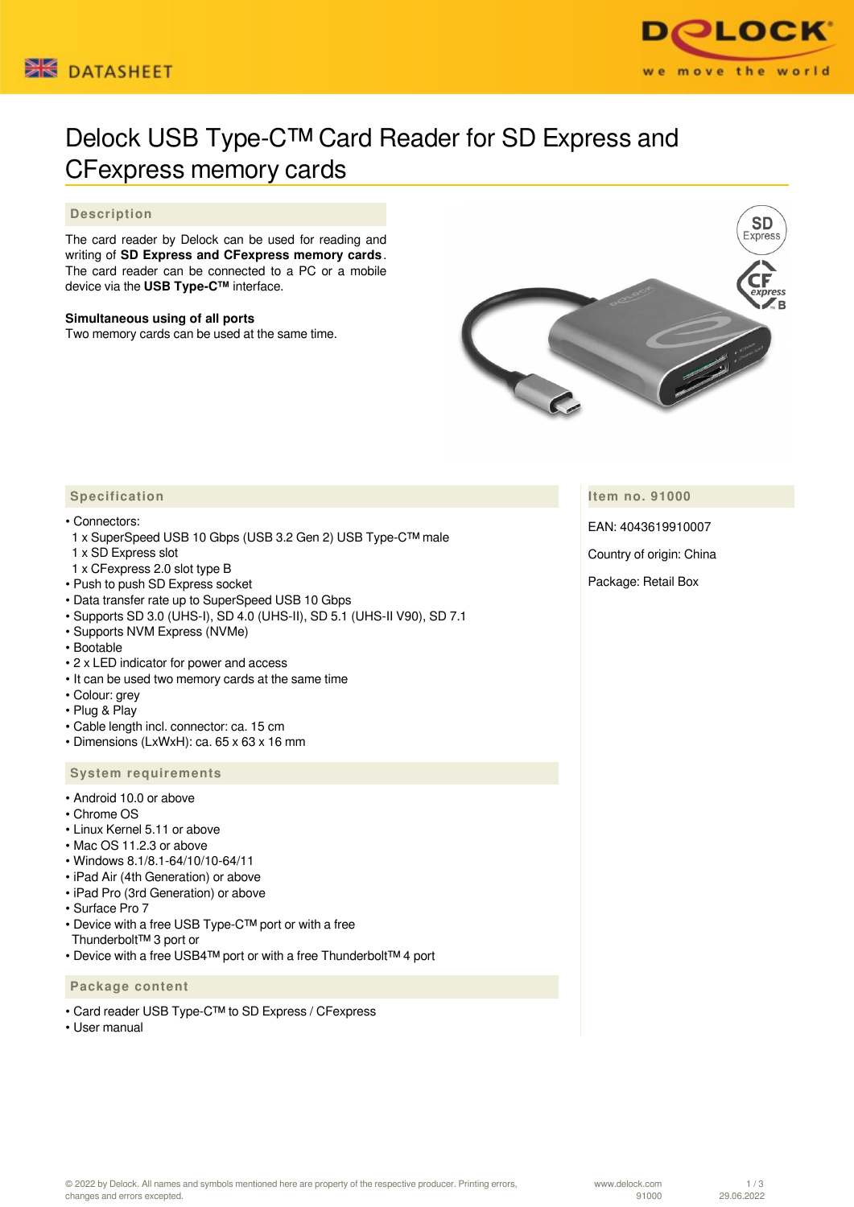# Delock USB Type-C™ Card Reader for SD Express and CFexpress memory cards

## Description

The card reader by Delock can be used for reading and writing of **SD Express and CFexpress memory cards**. The card reader can be connected to a PC or a mobile device via the **USB Type-C™** interface.

**Simultaneous using of all ports**
Two memory cards can be used at the same time.

## Specification

- Connectors:
  1 x SuperSpeed USB 10 Gbps (USB 3.2 Gen 2) USB Type-C™ male
  1 x SD Express slot
  1 x CFexpress 2.0 slot type B
- Push to push SD Express socket
- Data transfer rate up to SuperSpeed USB 10 Gbps
- Supports SD 3.0 (UHS-I), SD 4.0 (UHS-II), SD 5.1 (UHS-II V90), SD 7.1
- Supports NVM Express (NVMe)
- Bootable
- 2 x LED indicator for power and access
- It can be used two memory cards at the same time
- Colour: grey
- Plug & Play
- Cable length incl. connector: ca. 15 cm
- Dimensions (LxWxH): ca. 65 x 63 x 16 mm

## System requirements

- Android 10.0 or above
- Chrome OS
- Linux Kernel 5.11 or above
- Mac OS 11.2.3 or above
- Windows 8.1/8.1-64/10/10-64/11
- iPad Air (4th Generation) or above
- iPad Pro (3rd Generation) or above
- Surface Pro 7
- Device with a free USB Type-C™ port or with a free Thunderbolt™ 3 port or
- Device with a free USB4™ port or with a free Thunderbolt™ 4 port

## Package content

- Card reader USB Type-C™ to SD Express / CFexpress
- User manual

## Item no. 91000

EAN: 4043619910007

Country of origin: China

Package: Retail Box

© 2022 by Delock. All names and symbols mentioned here are property of the respective producer. Printing errors, changes and errors excepted.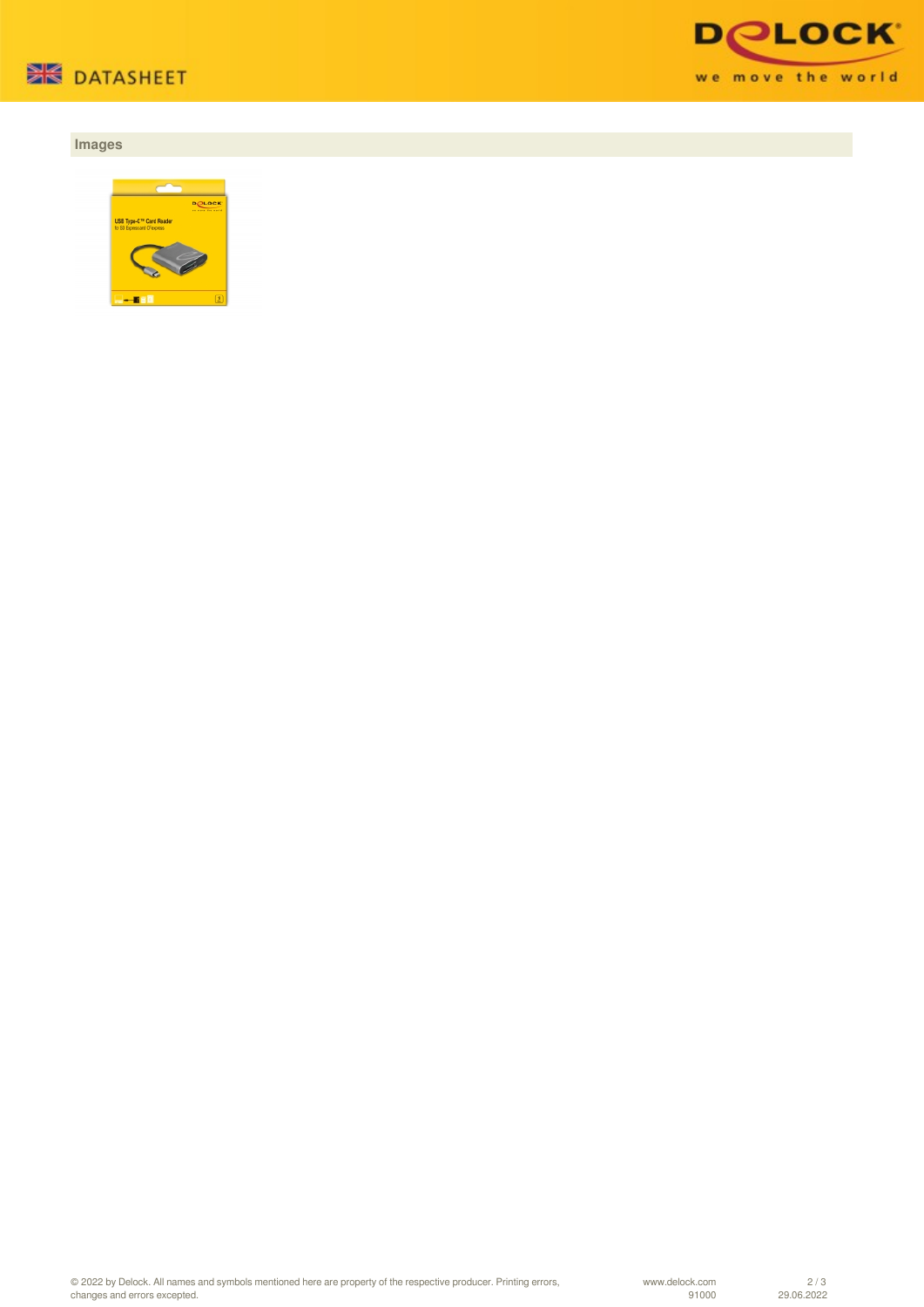## Images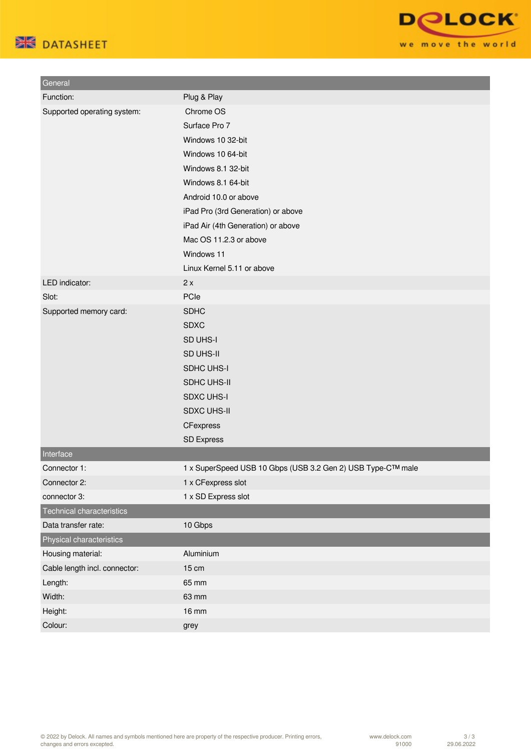| General | |
|---|---|
| Function: | Plug & Play |
| Supported operating system: | Chrome OS |
| | Surface Pro 7 |
| | Windows 10 32-bit |
| | Windows 10 64-bit |
| | Windows 8.1 32-bit |
| | Windows 8.1 64-bit |
| | Android 10.0 or above |
| | iPad Pro (3rd Generation) or above |
| | iPad Air (4th Generation) or above |
| | Mac OS 11.2.3 or above |
| | Windows 11 |
| | Linux Kernel 5.11 or above |
| LED indicator: | 2 x |
| Slot: | PCIe |
| Supported memory card: | SDHC |
| | SDXC |
| | SD UHS-I |
| | SD UHS-II |
| | SDHC UHS-I |
| | SDHC UHS-II |
| | SDXC UHS-I |
| | SDXC UHS-II |
| | CFexpress |
| | SD Express |
| **Interface** | |
| Connector 1: | 1 x SuperSpeed USB 10 Gbps (USB 3.2 Gen 2) USB Type-C™ male |
| Connector 2: | 1 x CFexpress slot |
| connector 3: | 1 x SD Express slot |
| **Technical characteristics** | |
| Data transfer rate: | 10 Gbps |
| **Physical characteristics** | |
| Housing material: | Aluminium |
| Cable length incl. connector: | 15 cm |
| Length: | 65 mm |
| Width: | 63 mm |
| Height: | 16 mm |
| Colour: | grey |

© 2022 by Delock. All names and symbols mentioned here are property of the respective producer. Printing errors, changes and errors excepted.

www.delock.com
91000
29.06.2022